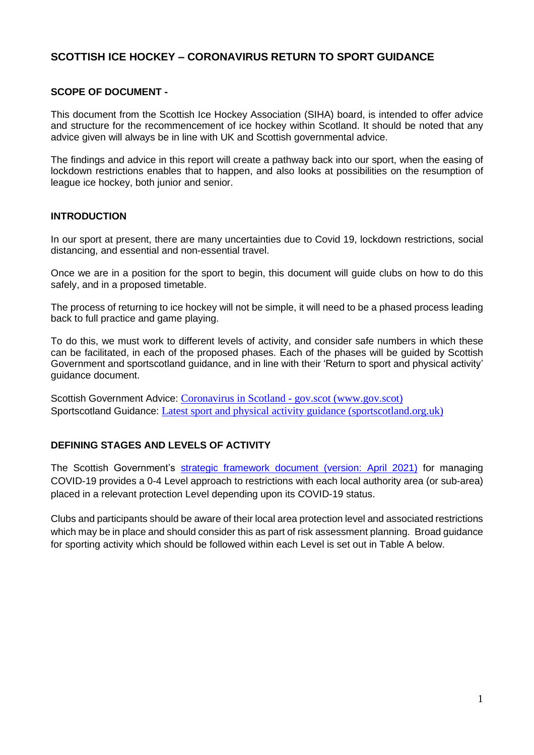# SCOTTISH ICE HOCKEY – CORONAVIRUS RETURN TO SPORT GUIDANCE

## SCOPE OF DOCUMENT -

This document from the Scottish Ice Hockey Association (SIHA) board, is intended to offer advice and structure for the recommencement of ice hockey within Scotland. It should be noted that any advice given will always be in line with UK and Scottish governmental advice.

The findings and advice in this report will create a pathway back into our sport, when the easing of lockdown restrictions enables that to happen, and also looks at possibilities on the resumption of league ice hockey, both junior and senior.

## INTRODUCTION

In our sport at present, there are many uncertainties due to Covid 19, lockdown restrictions, social distancing, and essential and non-essential travel.

Once we are in a position for the sport to begin, this document will guide clubs on how to do this safely, and in a proposed timetable.

The process of returning to ice hockey will not be simple, it will need to be a phased process leading back to full practice and game playing.

To do this, we must work to different levels of activity, and consider safe numbers in which these can be facilitated, in each of the proposed phases. Each of the phases will be guided by Scottish Government and sportscotland guidance, and in line with their 'Return to sport and physical activity' guidance document.

Scottish Government Advice: Coronavirus in Scotland - gov.scot (www.gov.scot)
Sportscotland Guidance: Latest sport and physical activity guidance (sportscotland.org.uk)

## DEFINING STAGES AND LEVELS OF ACTIVITY

The Scottish Government's strategic framework document (version: April 2021) for managing COVID-19 provides a 0-4 Level approach to restrictions with each local authority area (or sub-area) placed in a relevant protection Level depending upon its COVID-19 status.

Clubs and participants should be aware of their local area protection level and associated restrictions which may be in place and should consider this as part of risk assessment planning. Broad guidance for sporting activity which should be followed within each Level is set out in Table A below.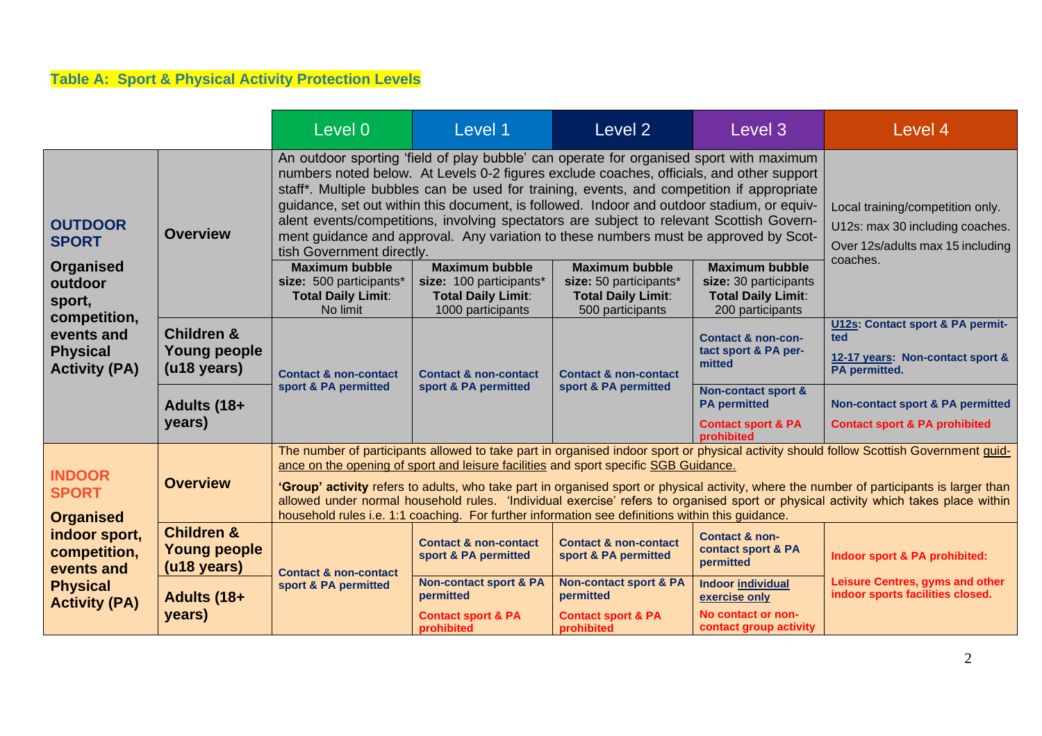### Table A: Sport & Physical Activity Protection Levels

| | | Level 0 | Level 1 | Level 2 | Level 3 | Level 4 |
|---|---|---|---|---|---|---|
| **OUTDOOR SPORT** **Organised outdoor sport, competition, events and Physical Activity (PA)** | **Overview** | An outdoor sporting 'field of play bubble' can operate for organised sport with maximum numbers noted below. At Levels 0-2 figures exclude coaches, officials, and other support staff*. Multiple bubbles can be used for training, events, and competition if appropriate guidance, set out within this document, is followed. Indoor and outdoor stadium, or equivalent events/competitions, involving spectators are subject to relevant Scottish Government guidance and approval. Any variation to these numbers must be approved by Scottish Government directly. | | | | Local training/competition only. U12s: max 30 including coaches. Over 12s/adults max 15 including coaches. |
| | | **Maximum bubble size:** 500 participants* **Total Daily Limit**: No limit | **Maximum bubble size:** 100 participants* **Total Daily Limit**: 1000 participants | **Maximum bubble size:** 50 participants* **Total Daily Limit**: 500 participants | **Maximum bubble size:** 30 participants **Total Daily Limit**: 200 participants | |
| | **Children & Young people (u18 years)** | **Contact & non-contact sport & PA permitted** | **Contact & non-contact sport & PA permitted** | **Contact & non-contact sport & PA permitted** | **Contact & non-contact sport & PA permitted** | **U12s: Contact sport & PA permitted** **12-17 years: Non-contact sport & PA permitted.** |
| | **Adults (18+ years)** | | | | **Non-contact sport & PA permitted** **Contact sport & PA prohibited** | **Non-contact sport & PA permitted** **Contact sport & PA prohibited** |
| **INDOOR SPORT** **Organised indoor sport, competition, events and Physical Activity (PA)** | **Overview** | The number of participants allowed to take part in organised indoor sport or physical activity should follow Scottish Government guidance on the opening of sport and leisure facilities and sport specific SGB Guidance. **'Group' activity** refers to adults, who take part in organised sport or physical activity, where the number of participants is larger than allowed under normal household rules. 'Individual exercise' refers to organised sport or physical activity which takes place within household rules i.e. 1:1 coaching. For further information see definitions within this guidance. | | | | |
| | **Children & Young people (u18 years)** | **Contact & non-contact sport & PA permitted** | **Contact & non-contact sport & PA permitted** | **Contact & non-contact sport & PA permitted** | **Contact & non-contact sport & PA permitted** | **Indoor sport & PA prohibited:** **Leisure Centres, gyms and other indoor sports facilities closed.** |
| | **Adults (18+ years)** | | **Non-contact sport & PA permitted** **Contact sport & PA prohibited** | **Non-contact sport & PA permitted** **Contact sport & PA prohibited** | **Indoor individual exercise only** **No contact or non-contact group activity** | |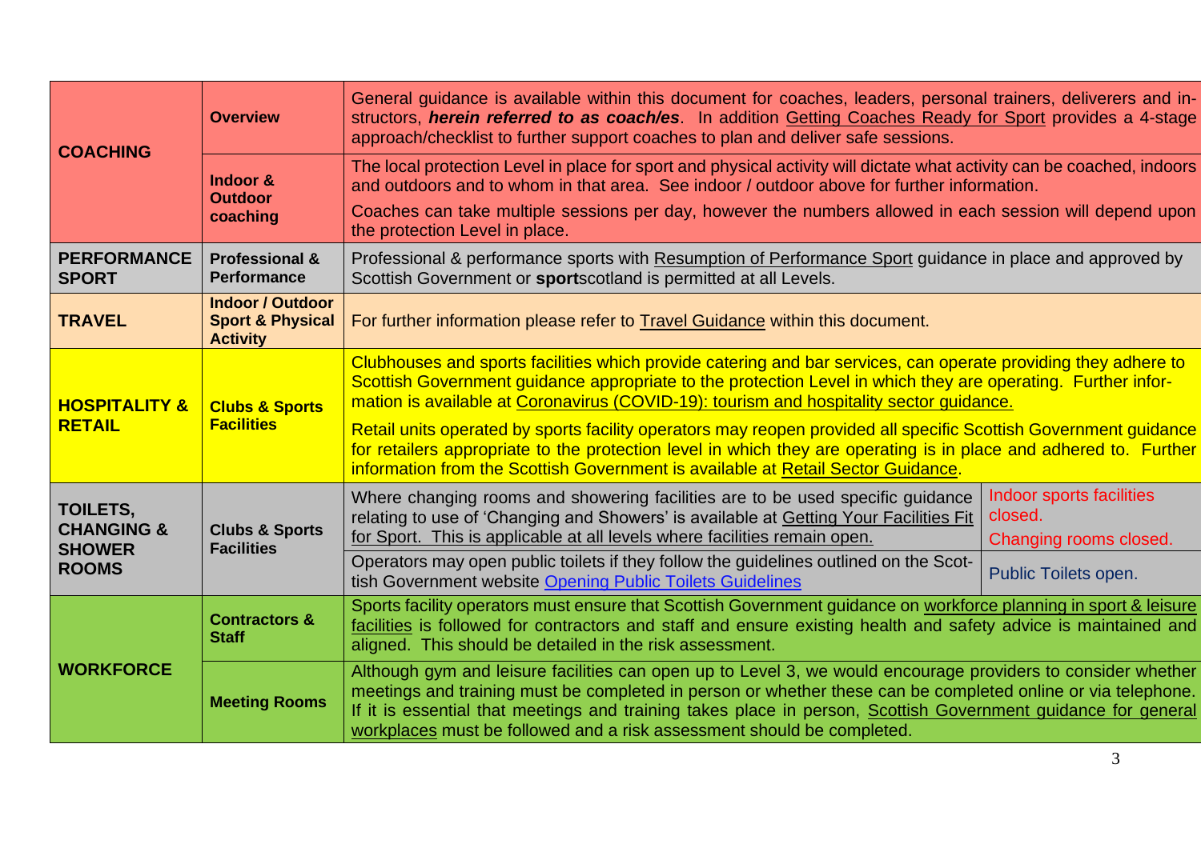| | | | |
|---|---|---|---|
| **COACHING** | **Overview** | General guidance is available within this document for coaches, leaders, personal trainers, deliverers and instructors, ***herein referred to as coach/es***. In addition Getting Coaches Ready for Sport provides a 4-stage approach/checklist to further support coaches to plan and deliver safe sessions. | |
| | **Indoor & Outdoor coaching** | The local protection Level in place for sport and physical activity will dictate what activity can be coached, indoors and outdoors and to whom in that area. See indoor / outdoor above for further information.<br><br>Coaches can take multiple sessions per day, however the numbers allowed in each session will depend upon the protection Level in place. | |
| **PERFORMANCE SPORT** | **Professional & Performance** | Professional & performance sports with Resumption of Performance Sport guidance in place and approved by Scottish Government or **sport**scotland is permitted at all Levels. | |
| **TRAVEL** | **Indoor / Outdoor Sport & Physical Activity** | For further information please refer to Travel Guidance within this document. | |
| **HOSPITALITY & RETAIL** | **Clubs & Sports Facilities** | Clubhouses and sports facilities which provide catering and bar services, can operate providing they adhere to Scottish Government guidance appropriate to the protection Level in which they are operating. Further information is available at Coronavirus (COVID-19): tourism and hospitality sector guidance.<br><br>Retail units operated by sports facility operators may reopen provided all specific Scottish Government guidance for retailers appropriate to the protection level in which they are operating is in place and adhered to. Further information from the Scottish Government is available at Retail Sector Guidance. | |
| **TOILETS, CHANGING & SHOWER ROOMS** | **Clubs & Sports Facilities** | Where changing rooms and showering facilities are to be used specific guidance relating to use of 'Changing and Showers' is available at Getting Your Facilities Fit for Sport. This is applicable at all levels where facilities remain open. | Indoor sports facilities closed.<br><br>Changing rooms closed. |
| | | Operators may open public toilets if they follow the guidelines outlined on the Scottish Government website Opening Public Toilets Guidelines | Public Toilets open. |
| **WORKFORCE** | **Contractors & Staff** | Sports facility operators must ensure that Scottish Government guidance on workforce planning in sport & leisure facilities is followed for contractors and staff and ensure existing health and safety advice is maintained and aligned. This should be detailed in the risk assessment. | |
| | **Meeting Rooms** | Although gym and leisure facilities can open up to Level 3, we would encourage providers to consider whether meetings and training must be completed in person or whether these can be completed online or via telephone. If it is essential that meetings and training takes place in person, Scottish Government guidance for general workplaces must be followed and a risk assessment should be completed. | |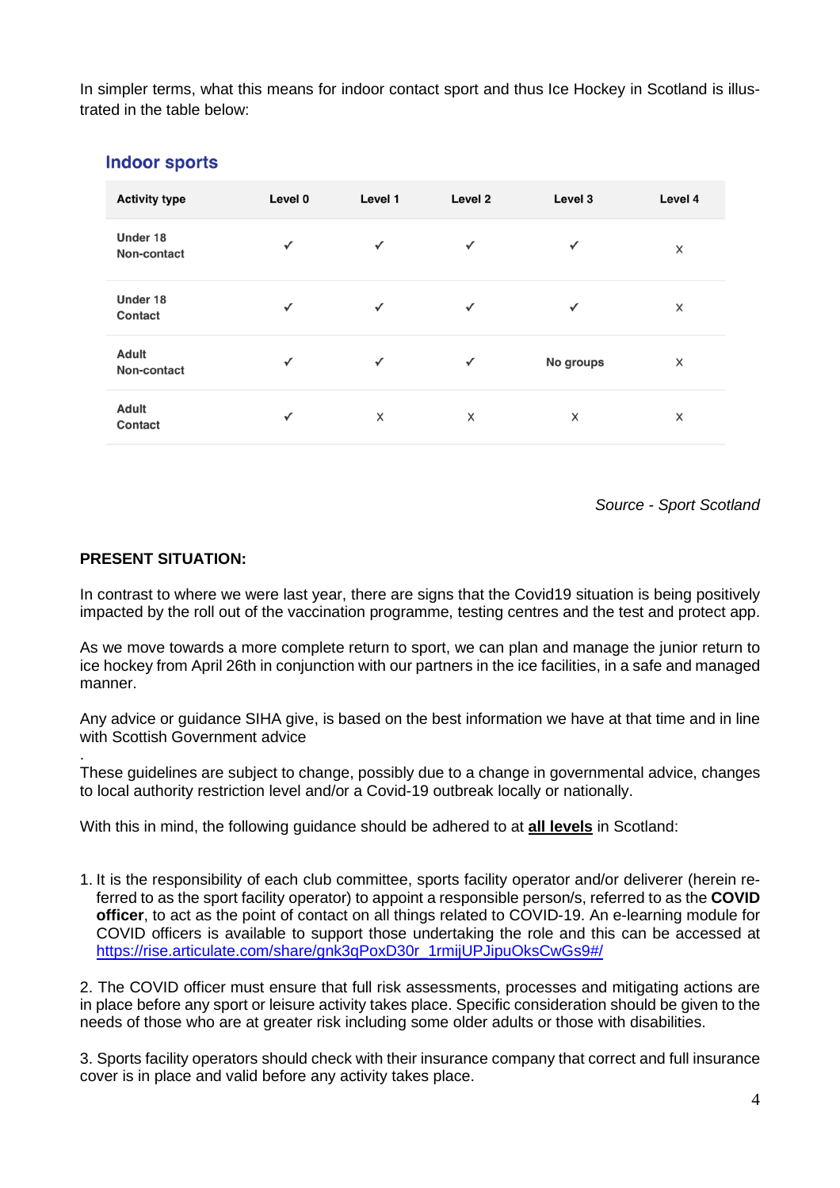In simpler terms, what this means for indoor contact sport and thus Ice Hockey in Scotland is illustrated in the table below:

### Indoor sports

| Activity type | Level 0 | Level 1 | Level 2 | Level 3 | Level 4 |
|---|---|---|---|---|---|
| Under 18 Non-contact | ✓ | ✓ | ✓ | ✓ | x |
| Under 18 Contact | ✓ | ✓ | ✓ | ✓ | x |
| Adult Non-contact | ✓ | ✓ | ✓ | No groups | x |
| Adult Contact | ✓ | x | x | x | x |

*Source - Sport Scotland*

**PRESENT SITUATION:**

In contrast to where we were last year, there are signs that the Covid19 situation is being positively impacted by the roll out of the vaccination programme, testing centres and the test and protect app.

As we move towards a more complete return to sport, we can plan and manage the junior return to ice hockey from April 26th in conjunction with our partners in the ice facilities, in a safe and managed manner.

Any advice or guidance SIHA give, is based on the best information we have at that time and in line with Scottish Government advice

.

These guidelines are subject to change, possibly due to a change in governmental advice, changes to local authority restriction level and/or a Covid-19 outbreak locally or nationally.

With this in mind, the following guidance should be adhered to at **all levels** in Scotland:

1. It is the responsibility of each club committee, sports facility operator and/or deliverer (herein referred to as the sport facility operator) to appoint a responsible person/s, referred to as the **COVID officer**, to act as the point of contact on all things related to COVID-19. An e-learning module for COVID officers is available to support those undertaking the role and this can be accessed at https://rise.articulate.com/share/gnk3qPoxD30r_1rmijUPJipuOksCwGs9#/

2. The COVID officer must ensure that full risk assessments, processes and mitigating actions are in place before any sport or leisure activity takes place. Specific consideration should be given to the needs of those who are at greater risk including some older adults or those with disabilities.

3. Sports facility operators should check with their insurance company that correct and full insurance cover is in place and valid before any activity takes place.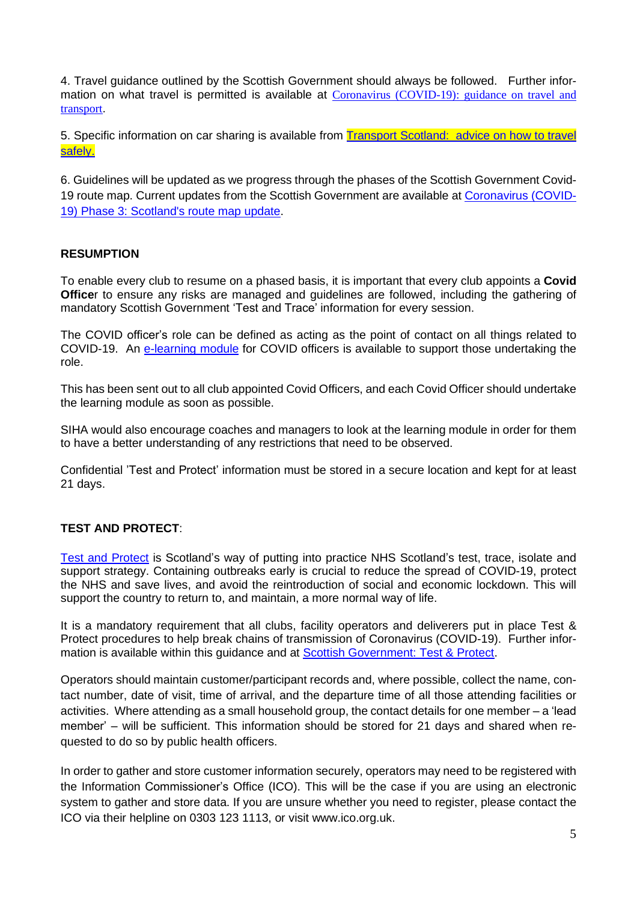4. Travel guidance outlined by the Scottish Government should always be followed. Further information on what travel is permitted is available at Coronavirus (COVID-19): guidance on travel and transport.

5. Specific information on car sharing is available from Transport Scotland: advice on how to travel safely.

6. Guidelines will be updated as we progress through the phases of the Scottish Government Covid-19 route map. Current updates from the Scottish Government are available at Coronavirus (COVID-19) Phase 3: Scotland's route map update.

**RESUMPTION**

To enable every club to resume on a phased basis, it is important that every club appoints a **Covid Office**r to ensure any risks are managed and guidelines are followed, including the gathering of mandatory Scottish Government 'Test and Trace' information for every session.

The COVID officer's role can be defined as acting as the point of contact on all things related to COVID-19. An e-learning module for COVID officers is available to support those undertaking the role.

This has been sent out to all club appointed Covid Officers, and each Covid Officer should undertake the learning module as soon as possible.

SIHA would also encourage coaches and managers to look at the learning module in order for them to have a better understanding of any restrictions that need to be observed.

Confidential 'Test and Protect' information must be stored in a secure location and kept for at least 21 days.

**TEST AND PROTECT**:

Test and Protect is Scotland's way of putting into practice NHS Scotland's test, trace, isolate and support strategy. Containing outbreaks early is crucial to reduce the spread of COVID-19, protect the NHS and save lives, and avoid the reintroduction of social and economic lockdown. This will support the country to return to, and maintain, a more normal way of life.

It is a mandatory requirement that all clubs, facility operators and deliverers put in place Test & Protect procedures to help break chains of transmission of Coronavirus (COVID-19). Further information is available within this guidance and at Scottish Government: Test & Protect.

Operators should maintain customer/participant records and, where possible, collect the name, contact number, date of visit, time of arrival, and the departure time of all those attending facilities or activities. Where attending as a small household group, the contact details for one member – a 'lead member' – will be sufficient. This information should be stored for 21 days and shared when requested to do so by public health officers.

In order to gather and store customer information securely, operators may need to be registered with the Information Commissioner's Office (ICO). This will be the case if you are using an electronic system to gather and store data. If you are unsure whether you need to register, please contact the ICO via their helpline on 0303 123 1113, or visit www.ico.org.uk.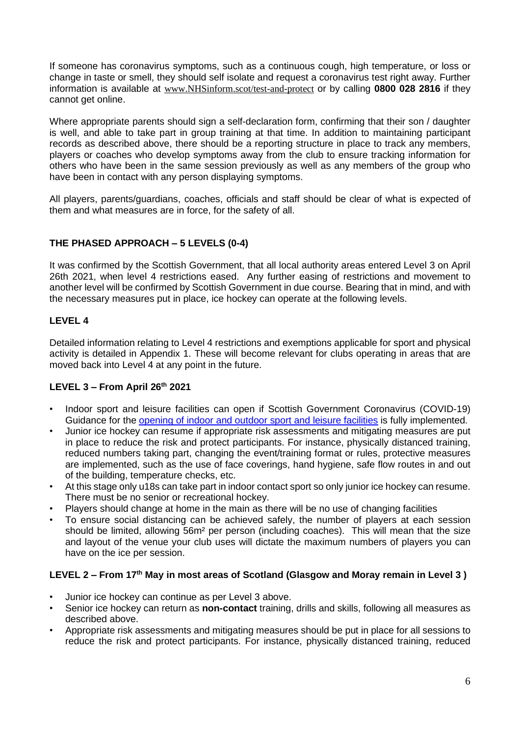If someone has coronavirus symptoms, such as a continuous cough, high temperature, or loss or change in taste or smell, they should self isolate and request a coronavirus test right away. Further information is available at www.NHSinform.scot/test-and-protect or by calling **0800 028 2816** if they cannot get online.

Where appropriate parents should sign a self-declaration form, confirming that their son / daughter is well, and able to take part in group training at that time. In addition to maintaining participant records as described above, there should be a reporting structure in place to track any members, players or coaches who develop symptoms away from the club to ensure tracking information for others who have been in the same session previously as well as any members of the group who have been in contact with any person displaying symptoms.

All players, parents/guardians, coaches, officials and staff should be clear of what is expected of them and what measures are in force, for the safety of all.

## THE PHASED APPROACH – 5 LEVELS (0-4)

It was confirmed by the Scottish Government, that all local authority areas entered Level 3 on April 26th 2021, when level 4 restrictions eased. Any further easing of restrictions and movement to another level will be confirmed by Scottish Government in due course. Bearing that in mind, and with the necessary measures put in place, ice hockey can operate at the following levels.

### LEVEL 4

Detailed information relating to Level 4 restrictions and exemptions applicable for sport and physical activity is detailed in Appendix 1. These will become relevant for clubs operating in areas that are moved back into Level 4 at any point in the future.

### LEVEL 3 – From April 26th 2021

- Indoor sport and leisure facilities can open if Scottish Government Coronavirus (COVID-19) Guidance for the opening of indoor and outdoor sport and leisure facilities is fully implemented.
- Junior ice hockey can resume if appropriate risk assessments and mitigating measures are put in place to reduce the risk and protect participants. For instance, physically distanced training, reduced numbers taking part, changing the event/training format or rules, protective measures are implemented, such as the use of face coverings, hand hygiene, safe flow routes in and out of the building, temperature checks, etc.
- At this stage only u18s can take part in indoor contact sport so only junior ice hockey can resume. There must be no senior or recreational hockey.
- Players should change at home in the main as there will be no use of changing facilities
- To ensure social distancing can be achieved safely, the number of players at each session should be limited, allowing 56m² per person (including coaches). This will mean that the size and layout of the venue your club uses will dictate the maximum numbers of players you can have on the ice per session.

### LEVEL 2 – From 17th May in most areas of Scotland (Glasgow and Moray remain in Level 3 )

- Junior ice hockey can continue as per Level 3 above.
- Senior ice hockey can return as **non-contact** training, drills and skills, following all measures as described above.
- Appropriate risk assessments and mitigating measures should be put in place for all sessions to reduce the risk and protect participants. For instance, physically distanced training, reduced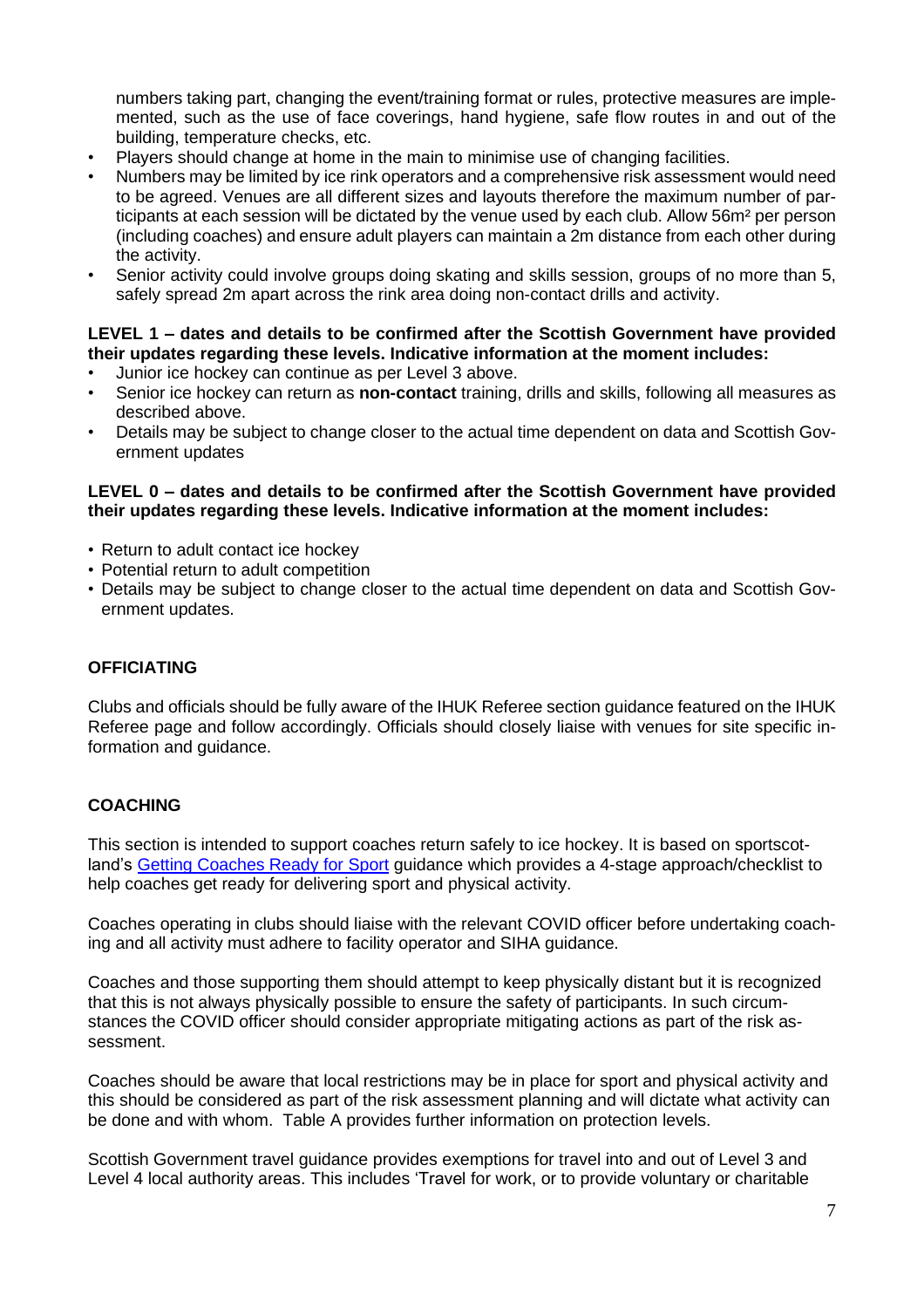numbers taking part, changing the event/training format or rules, protective measures are implemented, such as the use of face coverings, hand hygiene, safe flow routes in and out of the building, temperature checks, etc.

- Players should change at home in the main to minimise use of changing facilities.
- Numbers may be limited by ice rink operators and a comprehensive risk assessment would need to be agreed. Venues are all different sizes and layouts therefore the maximum number of participants at each session will be dictated by the venue used by each club. Allow 56m² per person (including coaches) and ensure adult players can maintain a 2m distance from each other during the activity.
- Senior activity could involve groups doing skating and skills session, groups of no more than 5, safely spread 2m apart across the rink area doing non-contact drills and activity.

**LEVEL 1 – dates and details to be confirmed after the Scottish Government have provided their updates regarding these levels. Indicative information at the moment includes:**

- Junior ice hockey can continue as per Level 3 above.
- Senior ice hockey can return as **non-contact** training, drills and skills, following all measures as described above.
- Details may be subject to change closer to the actual time dependent on data and Scottish Government updates

**LEVEL 0 – dates and details to be confirmed after the Scottish Government have provided their updates regarding these levels. Indicative information at the moment includes:**

- Return to adult contact ice hockey
- Potential return to adult competition
- Details may be subject to change closer to the actual time dependent on data and Scottish Government updates.

## OFFICIATING

Clubs and officials should be fully aware of the IHUK Referee section guidance featured on the IHUK Referee page and follow accordingly. Officials should closely liaise with venues for site specific information and guidance.

## COACHING

This section is intended to support coaches return safely to ice hockey. It is based on sportscotland's Getting Coaches Ready for Sport guidance which provides a 4-stage approach/checklist to help coaches get ready for delivering sport and physical activity.

Coaches operating in clubs should liaise with the relevant COVID officer before undertaking coaching and all activity must adhere to facility operator and SIHA guidance.

Coaches and those supporting them should attempt to keep physically distant but it is recognized that this is not always physically possible to ensure the safety of participants. In such circumstances the COVID officer should consider appropriate mitigating actions as part of the risk assessment.

Coaches should be aware that local restrictions may be in place for sport and physical activity and this should be considered as part of the risk assessment planning and will dictate what activity can be done and with whom. Table A provides further information on protection levels.

Scottish Government travel guidance provides exemptions for travel into and out of Level 3 and Level 4 local authority areas. This includes 'Travel for work, or to provide voluntary or charitable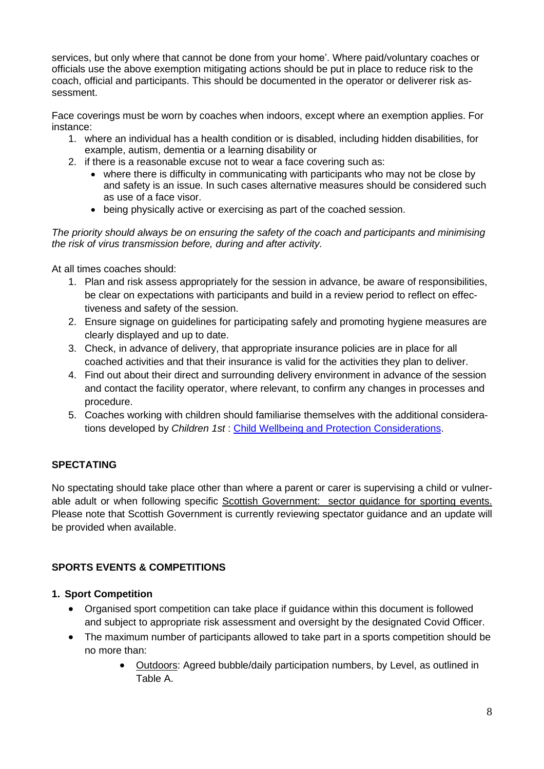services, but only where that cannot be done from your home'. Where paid/voluntary coaches or officials use the above exemption mitigating actions should be put in place to reduce risk to the coach, official and participants. This should be documented in the operator or deliverer risk assessment.

Face coverings must be worn by coaches when indoors, except where an exemption applies. For instance:

1. where an individual has a health condition or is disabled, including hidden disabilities, for example, autism, dementia or a learning disability or
2. if there is a reasonable excuse not to wear a face covering such as:
   - where there is difficulty in communicating with participants who may not be close by and safety is an issue. In such cases alternative measures should be considered such as use of a face visor.
   - being physically active or exercising as part of the coached session.

*The priority should always be on ensuring the safety of the coach and participants and minimising the risk of virus transmission before, during and after activity.*

At all times coaches should:

1. Plan and risk assess appropriately for the session in advance, be aware of responsibilities, be clear on expectations with participants and build in a review period to reflect on effectiveness and safety of the session.
2. Ensure signage on guidelines for participating safely and promoting hygiene measures are clearly displayed and up to date.
3. Check, in advance of delivery, that appropriate insurance policies are in place for all coached activities and that their insurance is valid for the activities they plan to deliver.
4. Find out about their direct and surrounding delivery environment in advance of the session and contact the facility operator, where relevant, to confirm any changes in processes and procedure.
5. Coaches working with children should familiarise themselves with the additional considerations developed by *Children 1st* : Child Wellbeing and Protection Considerations.

## SPECTATING

No spectating should take place other than where a parent or carer is supervising a child or vulnerable adult or when following specific Scottish Government: sector guidance for sporting events. Please note that Scottish Government is currently reviewing spectator guidance and an update will be provided when available.

## SPORTS EVENTS & COMPETITIONS

### 1. Sport Competition

- Organised sport competition can take place if guidance within this document is followed and subject to appropriate risk assessment and oversight by the designated Covid Officer.
- The maximum number of participants allowed to take part in a sports competition should be no more than:
  - Outdoors: Agreed bubble/daily participation numbers, by Level, as outlined in Table A.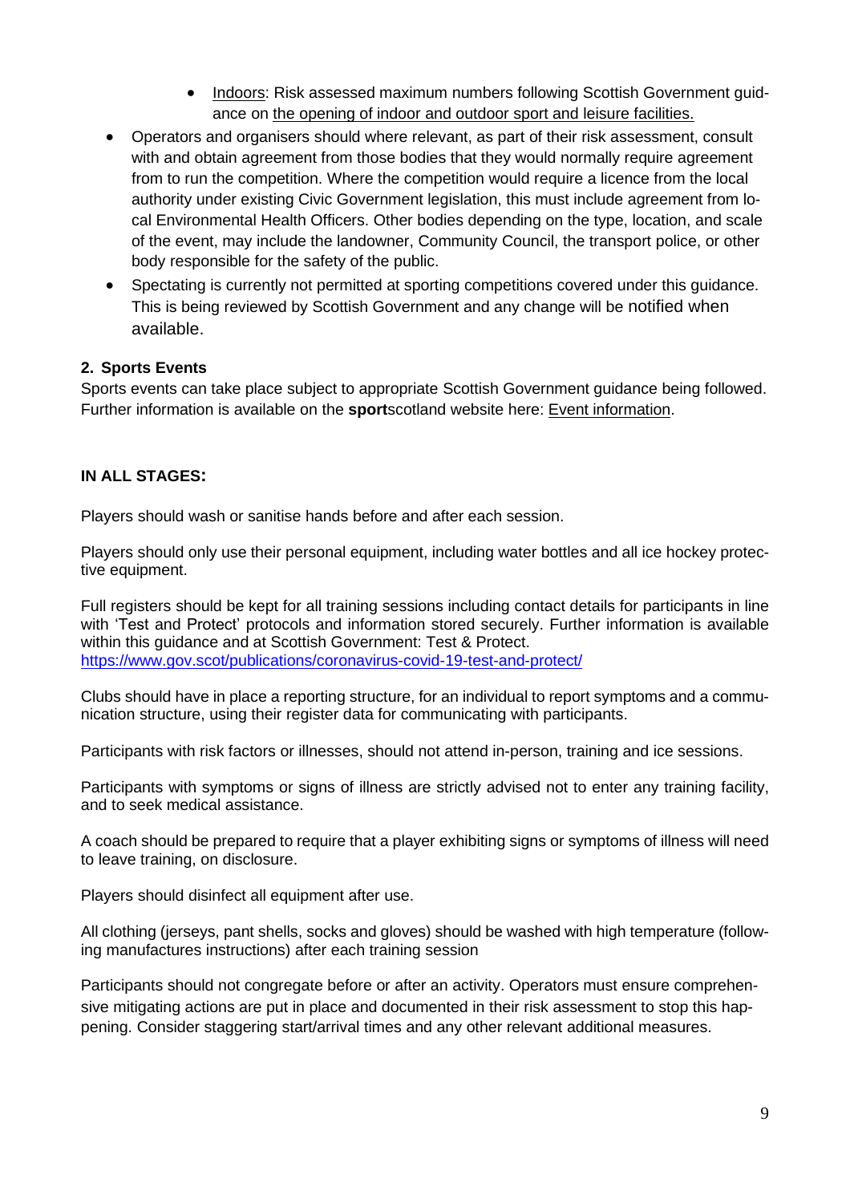- Indoors: Risk assessed maximum numbers following Scottish Government guidance on the opening of indoor and outdoor sport and leisure facilities.
- Operators and organisers should where relevant, as part of their risk assessment, consult with and obtain agreement from those bodies that they would normally require agreement from to run the competition. Where the competition would require a licence from the local authority under existing Civic Government legislation, this must include agreement from local Environmental Health Officers. Other bodies depending on the type, location, and scale of the event, may include the landowner, Community Council, the transport police, or other body responsible for the safety of the public.
- Spectating is currently not permitted at sporting competitions covered under this guidance. This is being reviewed by Scottish Government and any change will be notified when available.

**2. Sports Events**

Sports events can take place subject to appropriate Scottish Government guidance being followed. Further information is available on the **sport**scotland website here: Event information.

**IN ALL STAGES:**

Players should wash or sanitise hands before and after each session.

Players should only use their personal equipment, including water bottles and all ice hockey protective equipment.

Full registers should be kept for all training sessions including contact details for participants in line with 'Test and Protect' protocols and information stored securely. Further information is available within this guidance and at Scottish Government: Test & Protect.
https://www.gov.scot/publications/coronavirus-covid-19-test-and-protect/

Clubs should have in place a reporting structure, for an individual to report symptoms and a communication structure, using their register data for communicating with participants.

Participants with risk factors or illnesses, should not attend in-person, training and ice sessions.

Participants with symptoms or signs of illness are strictly advised not to enter any training facility, and to seek medical assistance.

A coach should be prepared to require that a player exhibiting signs or symptoms of illness will need to leave training, on disclosure.

Players should disinfect all equipment after use.

All clothing (jerseys, pant shells, socks and gloves) should be washed with high temperature (following manufactures instructions) after each training session

Participants should not congregate before or after an activity. Operators must ensure comprehensive mitigating actions are put in place and documented in their risk assessment to stop this happening. Consider staggering start/arrival times and any other relevant additional measures.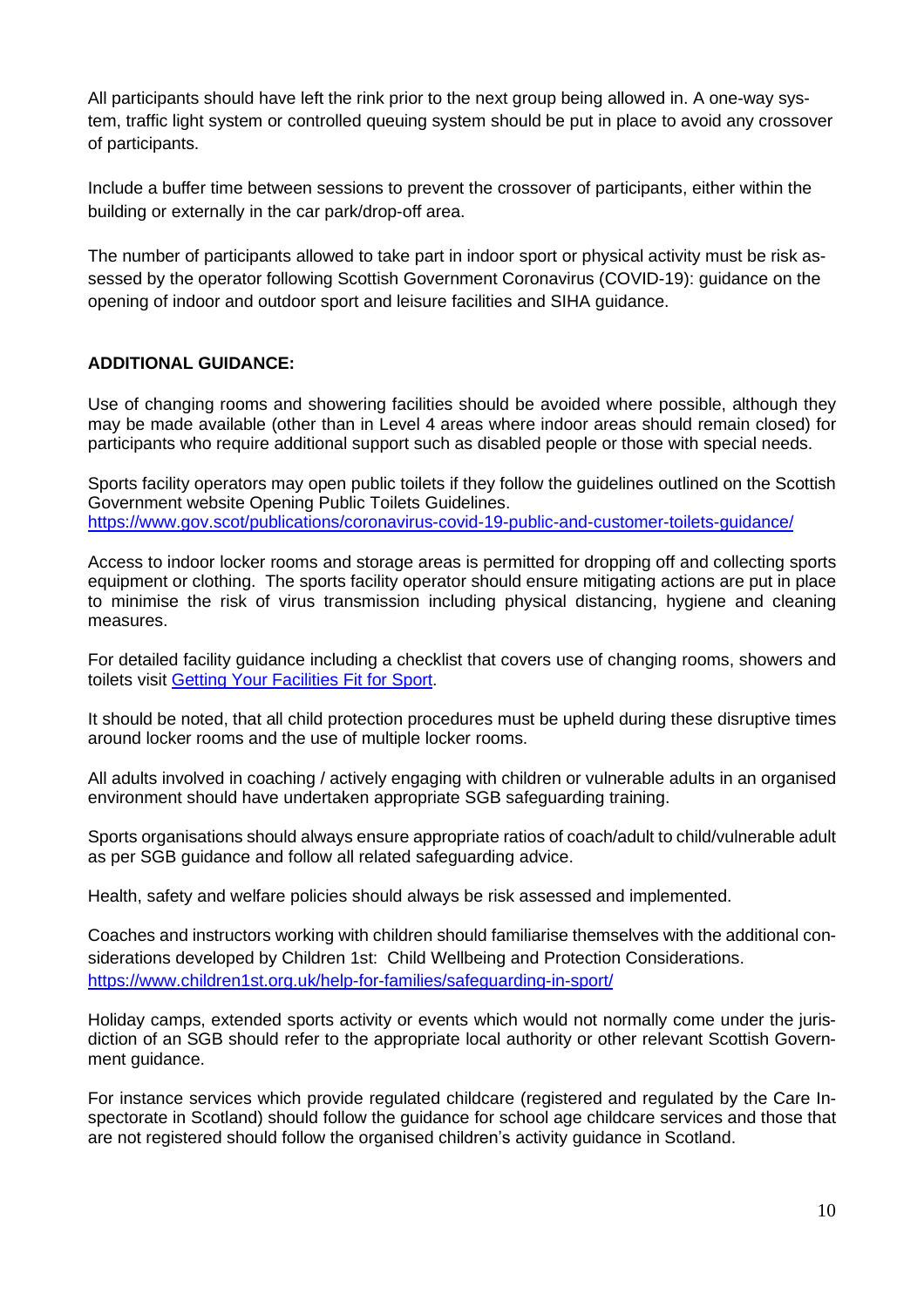All participants should have left the rink prior to the next group being allowed in. A one-way system, traffic light system or controlled queuing system should be put in place to avoid any crossover of participants.

Include a buffer time between sessions to prevent the crossover of participants, either within the building or externally in the car park/drop-off area.

The number of participants allowed to take part in indoor sport or physical activity must be risk assessed by the operator following Scottish Government Coronavirus (COVID-19): guidance on the opening of indoor and outdoor sport and leisure facilities and SIHA guidance.

**ADDITIONAL GUIDANCE:**

Use of changing rooms and showering facilities should be avoided where possible, although they may be made available (other than in Level 4 areas where indoor areas should remain closed) for participants who require additional support such as disabled people or those with special needs.

Sports facility operators may open public toilets if they follow the guidelines outlined on the Scottish Government website Opening Public Toilets Guidelines.
https://www.gov.scot/publications/coronavirus-covid-19-public-and-customer-toilets-guidance/

Access to indoor locker rooms and storage areas is permitted for dropping off and collecting sports equipment or clothing. The sports facility operator should ensure mitigating actions are put in place to minimise the risk of virus transmission including physical distancing, hygiene and cleaning measures.

For detailed facility guidance including a checklist that covers use of changing rooms, showers and toilets visit Getting Your Facilities Fit for Sport.

It should be noted, that all child protection procedures must be upheld during these disruptive times around locker rooms and the use of multiple locker rooms.

All adults involved in coaching / actively engaging with children or vulnerable adults in an organised environment should have undertaken appropriate SGB safeguarding training.

Sports organisations should always ensure appropriate ratios of coach/adult to child/vulnerable adult as per SGB guidance and follow all related safeguarding advice.

Health, safety and welfare policies should always be risk assessed and implemented.

Coaches and instructors working with children should familiarise themselves with the additional considerations developed by Children 1st: Child Wellbeing and Protection Considerations.
https://www.children1st.org.uk/help-for-families/safeguarding-in-sport/

Holiday camps, extended sports activity or events which would not normally come under the jurisdiction of an SGB should refer to the appropriate local authority or other relevant Scottish Government guidance.

For instance services which provide regulated childcare (registered and regulated by the Care Inspectorate in Scotland) should follow the guidance for school age childcare services and those that are not registered should follow the organised children's activity guidance in Scotland.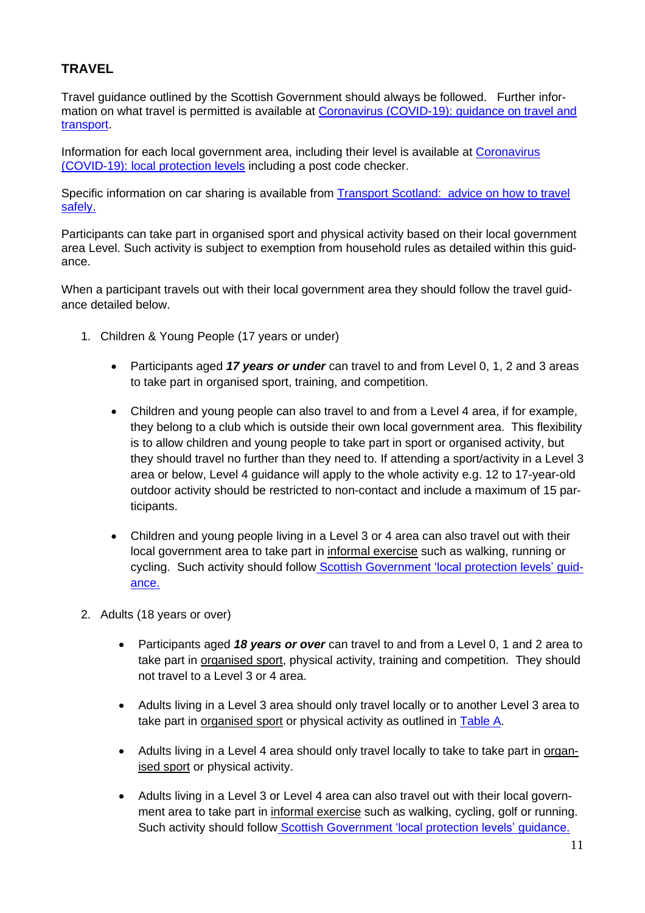## TRAVEL

Travel guidance outlined by the Scottish Government should always be followed. Further information on what travel is permitted is available at [Coronavirus (COVID-19): guidance on travel and transport](#).

Information for each local government area, including their level is available at [Coronavirus (COVID-19): local protection levels](#) including a post code checker.

Specific information on car sharing is available from [Transport Scotland: advice on how to travel safely.](#)

Participants can take part in organised sport and physical activity based on their local government area Level. Such activity is subject to exemption from household rules as detailed within this guidance.

When a participant travels out with their local government area they should follow the travel guidance detailed below.

1. Children & Young People (17 years or under)

    - Participants aged ***17 years or under*** can travel to and from Level 0, 1, 2 and 3 areas to take part in organised sport, training, and competition.

    - Children and young people can also travel to and from a Level 4 area, if for example, they belong to a club which is outside their own local government area. This flexibility is to allow children and young people to take part in sport or organised activity, but they should travel no further than they need to. If attending a sport/activity in a Level 3 area or below, Level 4 guidance will apply to the whole activity e.g. 12 to 17-year-old outdoor activity should be restricted to non-contact and include a maximum of 15 participants.

    - Children and young people living in a Level 3 or 4 area can also travel out with their local government area to take part in informal exercise such as walking, running or cycling. Such activity should follow [Scottish Government 'local protection levels' guidance.](#)

2. Adults (18 years or over)

    - Participants aged ***18 years or over*** can travel to and from a Level 0, 1 and 2 area to take part in organised sport, physical activity, training and competition. They should not travel to a Level 3 or 4 area.

    - Adults living in a Level 3 area should only travel locally or to another Level 3 area to take part in organised sport or physical activity as outlined in [Table A](#).

    - Adults living in a Level 4 area should only travel locally to take to take part in organised sport or physical activity.

    - Adults living in a Level 3 or Level 4 area can also travel out with their local government area to take part in informal exercise such as walking, cycling, golf or running. Such activity should follow [Scottish Government 'local protection levels' guidance.](#)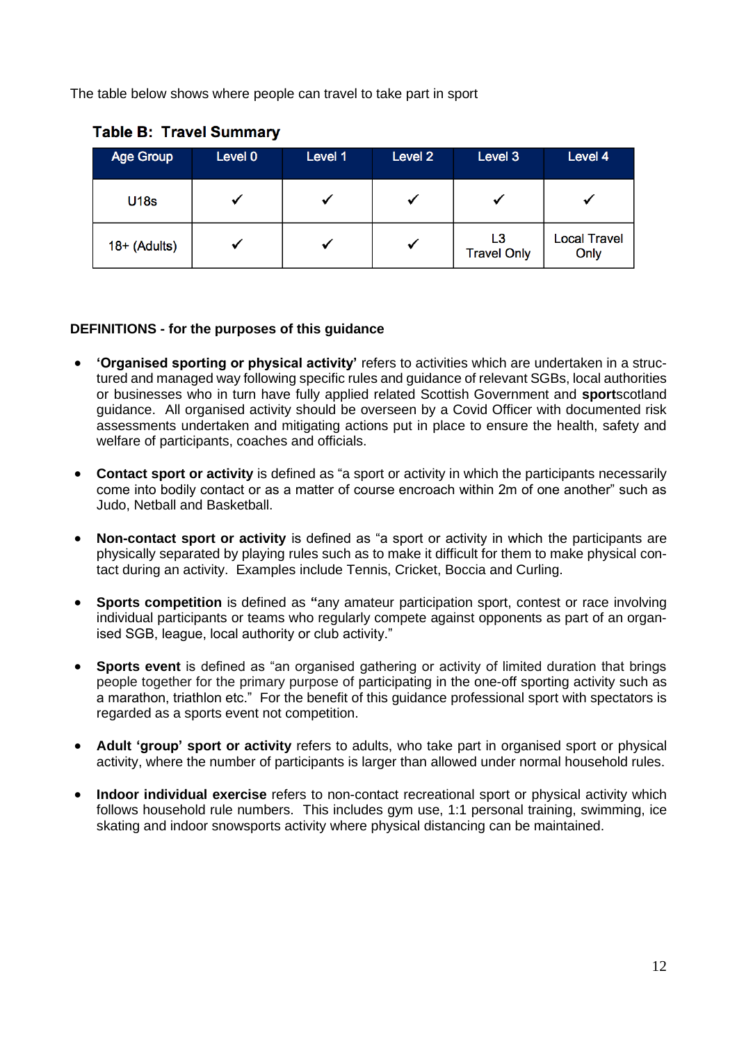The table below shows where people can travel to take part in sport

**Table B: Travel Summary**

| Age Group | Level 0 | Level 1 | Level 2 | Level 3 | Level 4 |
|---|---|---|---|---|---|
| U18s | ✓ | ✓ | ✓ | ✓ | ✓ |
| 18+ (Adults) | ✓ | ✓ | ✓ | L3 Travel Only | Local Travel Only |

**DEFINITIONS - for the purposes of this guidance**

- **'Organised sporting or physical activity'** refers to activities which are undertaken in a structured and managed way following specific rules and guidance of relevant SGBs, local authorities or businesses who in turn have fully applied related Scottish Government and **sport**scotland guidance. All organised activity should be overseen by a Covid Officer with documented risk assessments undertaken and mitigating actions put in place to ensure the health, safety and welfare of participants, coaches and officials.

- **Contact sport or activity** is defined as "a sport or activity in which the participants necessarily come into bodily contact or as a matter of course encroach within 2m of one another" such as Judo, Netball and Basketball.

- **Non-contact sport or activity** is defined as "a sport or activity in which the participants are physically separated by playing rules such as to make it difficult for them to make physical contact during an activity. Examples include Tennis, Cricket, Boccia and Curling.

- **Sports competition** is defined as **"**any amateur participation sport, contest or race involving individual participants or teams who regularly compete against opponents as part of an organised SGB, league, local authority or club activity."

- **Sports event** is defined as "an organised gathering or activity of limited duration that brings people together for the primary purpose of participating in the one-off sporting activity such as a marathon, triathlon etc." For the benefit of this guidance professional sport with spectators is regarded as a sports event not competition.

- **Adult 'group' sport or activity** refers to adults, who take part in organised sport or physical activity, where the number of participants is larger than allowed under normal household rules.

- **Indoor individual exercise** refers to non-contact recreational sport or physical activity which follows household rule numbers. This includes gym use, 1:1 personal training, swimming, ice skating and indoor snowsports activity where physical distancing can be maintained.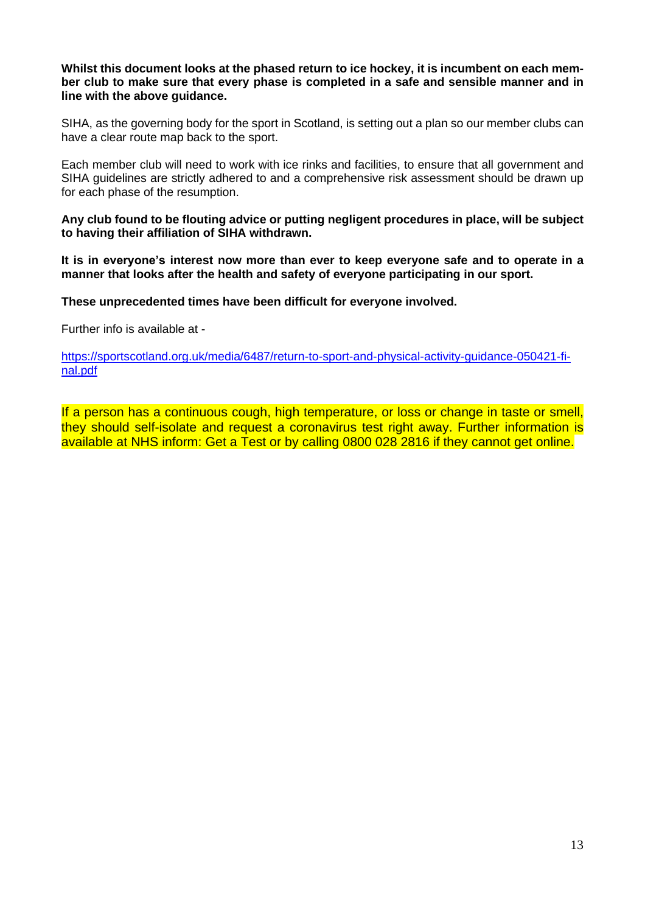**Whilst this document looks at the phased return to ice hockey, it is incumbent on each member club to make sure that every phase is completed in a safe and sensible manner and in line with the above guidance.**

SIHA, as the governing body for the sport in Scotland, is setting out a plan so our member clubs can have a clear route map back to the sport.

Each member club will need to work with ice rinks and facilities, to ensure that all government and SIHA guidelines are strictly adhered to and a comprehensive risk assessment should be drawn up for each phase of the resumption.

**Any club found to be flouting advice or putting negligent procedures in place, will be subject to having their affiliation of SIHA withdrawn.**

**It is in everyone's interest now more than ever to keep everyone safe and to operate in a manner that looks after the health and safety of everyone participating in our sport.**

**These unprecedented times have been difficult for everyone involved.**

Further info is available at -

[https://sportscotland.org.uk/media/6487/return-to-sport-and-physical-activity-guidance-050421-final.pdf](https://sportscotland.org.uk/media/6487/return-to-sport-and-physical-activity-guidance-050421-final.pdf)

If a person has a continuous cough, high temperature, or loss or change in taste or smell, they should self-isolate and request a coronavirus test right away. Further information is available at NHS inform: Get a Test or by calling 0800 028 2816 if they cannot get online.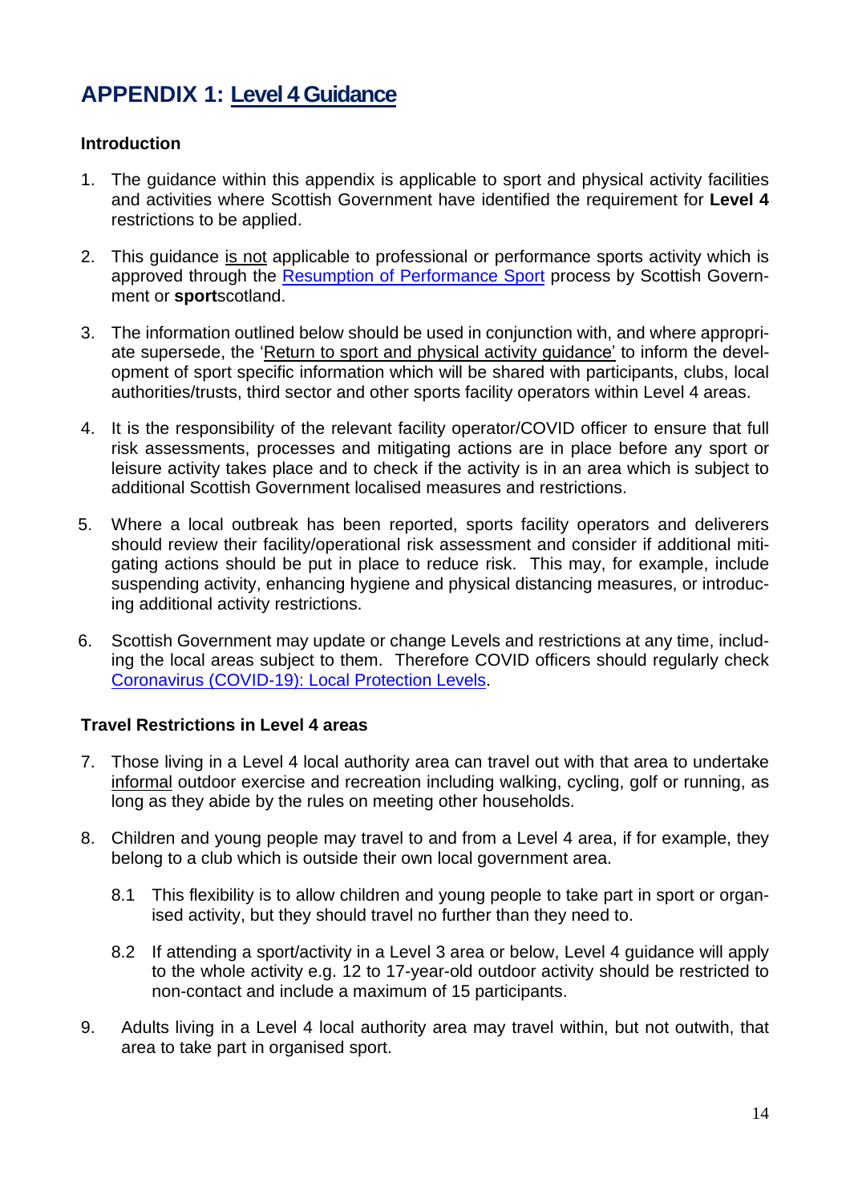# APPENDIX 1: Level 4 Guidance

### Introduction

1. The guidance within this appendix is applicable to sport and physical activity facilities and activities where Scottish Government have identified the requirement for **Level 4** restrictions to be applied.

2. This guidance is not applicable to professional or performance sports activity which is approved through the Resumption of Performance Sport process by Scottish Government or **sport**scotland.

3. The information outlined below should be used in conjunction with, and where appropriate supersede, the 'Return to sport and physical activity guidance' to inform the development of sport specific information which will be shared with participants, clubs, local authorities/trusts, third sector and other sports facility operators within Level 4 areas.

4. It is the responsibility of the relevant facility operator/COVID officer to ensure that full risk assessments, processes and mitigating actions are in place before any sport or leisure activity takes place and to check if the activity is in an area which is subject to additional Scottish Government localised measures and restrictions.

5. Where a local outbreak has been reported, sports facility operators and deliverers should review their facility/operational risk assessment and consider if additional mitigating actions should be put in place to reduce risk. This may, for example, include suspending activity, enhancing hygiene and physical distancing measures, or introducing additional activity restrictions.

6. Scottish Government may update or change Levels and restrictions at any time, including the local areas subject to them. Therefore COVID officers should regularly check Coronavirus (COVID-19): Local Protection Levels.

### Travel Restrictions in Level 4 areas

7. Those living in a Level 4 local authority area can travel out with that area to undertake informal outdoor exercise and recreation including walking, cycling, golf or running, as long as they abide by the rules on meeting other households.

8. Children and young people may travel to and from a Level 4 area, if for example, they belong to a club which is outside their own local government area.

    8.1 This flexibility is to allow children and young people to take part in sport or organised activity, but they should travel no further than they need to.

    8.2 If attending a sport/activity in a Level 3 area or below, Level 4 guidance will apply to the whole activity e.g. 12 to 17-year-old outdoor activity should be restricted to non-contact and include a maximum of 15 participants.

9. Adults living in a Level 4 local authority area may travel within, but not outwith, that area to take part in organised sport.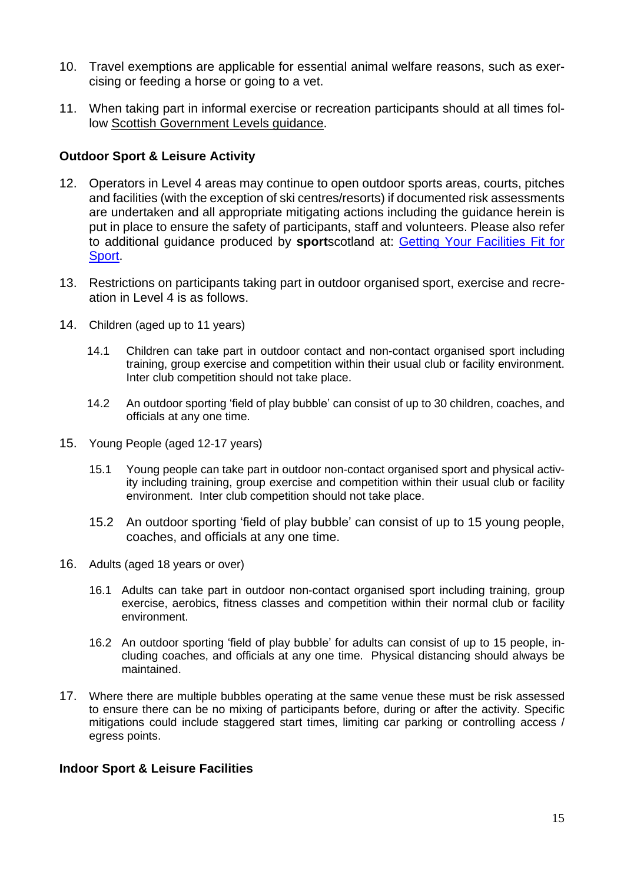10. Travel exemptions are applicable for essential animal welfare reasons, such as exercising or feeding a horse or going to a vet.

11. When taking part in informal exercise or recreation participants should at all times follow Scottish Government Levels guidance.

**Outdoor Sport & Leisure Activity**

12. Operators in Level 4 areas may continue to open outdoor sports areas, courts, pitches and facilities (with the exception of ski centres/resorts) if documented risk assessments are undertaken and all appropriate mitigating actions including the guidance herein is put in place to ensure the safety of participants, staff and volunteers. Please also refer to additional guidance produced by **sport**scotland at: Getting Your Facilities Fit for Sport.

13. Restrictions on participants taking part in outdoor organised sport, exercise and recreation in Level 4 is as follows.

14. Children (aged up to 11 years)

    14.1 Children can take part in outdoor contact and non-contact organised sport including training, group exercise and competition within their usual club or facility environment. Inter club competition should not take place.

    14.2 An outdoor sporting 'field of play bubble' can consist of up to 30 children, coaches, and officials at any one time.

15. Young People (aged 12-17 years)

    15.1 Young people can take part in outdoor non-contact organised sport and physical activity including training, group exercise and competition within their usual club or facility environment. Inter club competition should not take place.

    15.2 An outdoor sporting 'field of play bubble' can consist of up to 15 young people, coaches, and officials at any one time.

16. Adults (aged 18 years or over)

    16.1 Adults can take part in outdoor non-contact organised sport including training, group exercise, aerobics, fitness classes and competition within their normal club or facility environment.

    16.2 An outdoor sporting 'field of play bubble' for adults can consist of up to 15 people, including coaches, and officials at any one time. Physical distancing should always be maintained.

17. Where there are multiple bubbles operating at the same venue these must be risk assessed to ensure there can be no mixing of participants before, during or after the activity. Specific mitigations could include staggered start times, limiting car parking or controlling access / egress points.

**Indoor Sport & Leisure Facilities**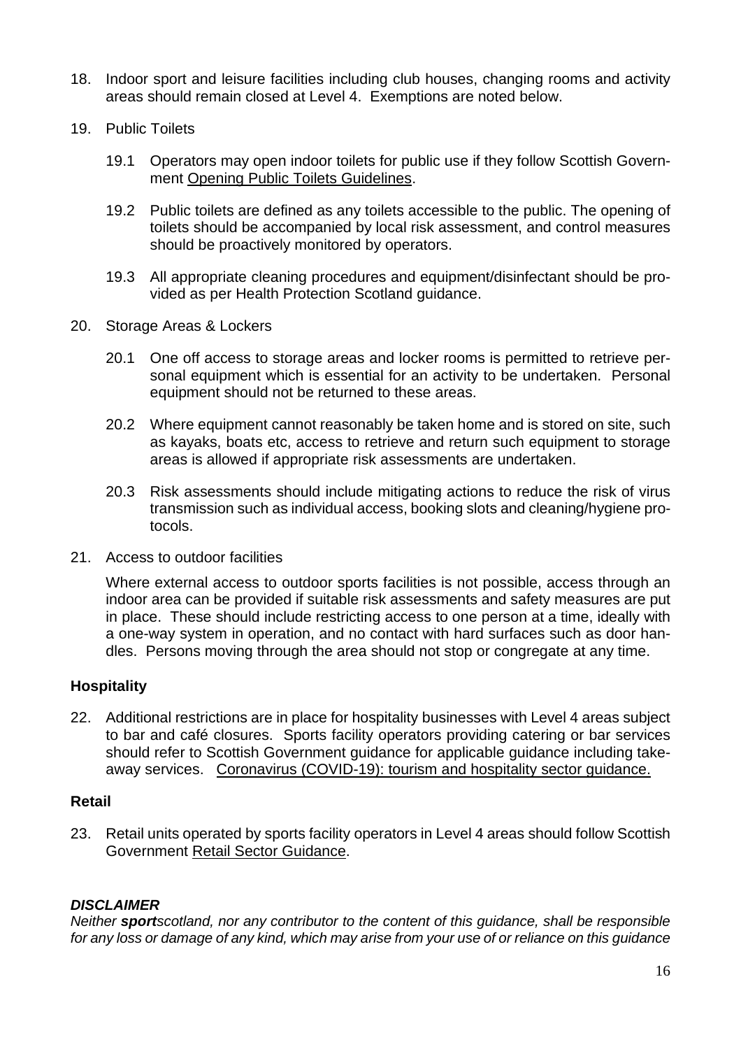18. Indoor sport and leisure facilities including club houses, changing rooms and activity areas should remain closed at Level 4. Exemptions are noted below.

19. Public Toilets

    19.1 Operators may open indoor toilets for public use if they follow Scottish Government Opening Public Toilets Guidelines.

    19.2 Public toilets are defined as any toilets accessible to the public. The opening of toilets should be accompanied by local risk assessment, and control measures should be proactively monitored by operators.

    19.3 All appropriate cleaning procedures and equipment/disinfectant should be provided as per Health Protection Scotland guidance.

20. Storage Areas & Lockers

    20.1 One off access to storage areas and locker rooms is permitted to retrieve personal equipment which is essential for an activity to be undertaken. Personal equipment should not be returned to these areas.

    20.2 Where equipment cannot reasonably be taken home and is stored on site, such as kayaks, boats etc, access to retrieve and return such equipment to storage areas is allowed if appropriate risk assessments are undertaken.

    20.3 Risk assessments should include mitigating actions to reduce the risk of virus transmission such as individual access, booking slots and cleaning/hygiene protocols.

21. Access to outdoor facilities

    Where external access to outdoor sports facilities is not possible, access through an indoor area can be provided if suitable risk assessments and safety measures are put in place. These should include restricting access to one person at a time, ideally with a one-way system in operation, and no contact with hard surfaces such as door handles. Persons moving through the area should not stop or congregate at any time.

## Hospitality

22. Additional restrictions are in place for hospitality businesses with Level 4 areas subject to bar and café closures. Sports facility operators providing catering or bar services should refer to Scottish Government guidance for applicable guidance including takeaway services. Coronavirus (COVID-19): tourism and hospitality sector guidance.

## Retail

23. Retail units operated by sports facility operators in Level 4 areas should follow Scottish Government Retail Sector Guidance.

***DISCLAIMER***

*Neither **sport**scotland, nor any contributor to the content of this guidance, shall be responsible for any loss or damage of any kind, which may arise from your use of or reliance on this guidance*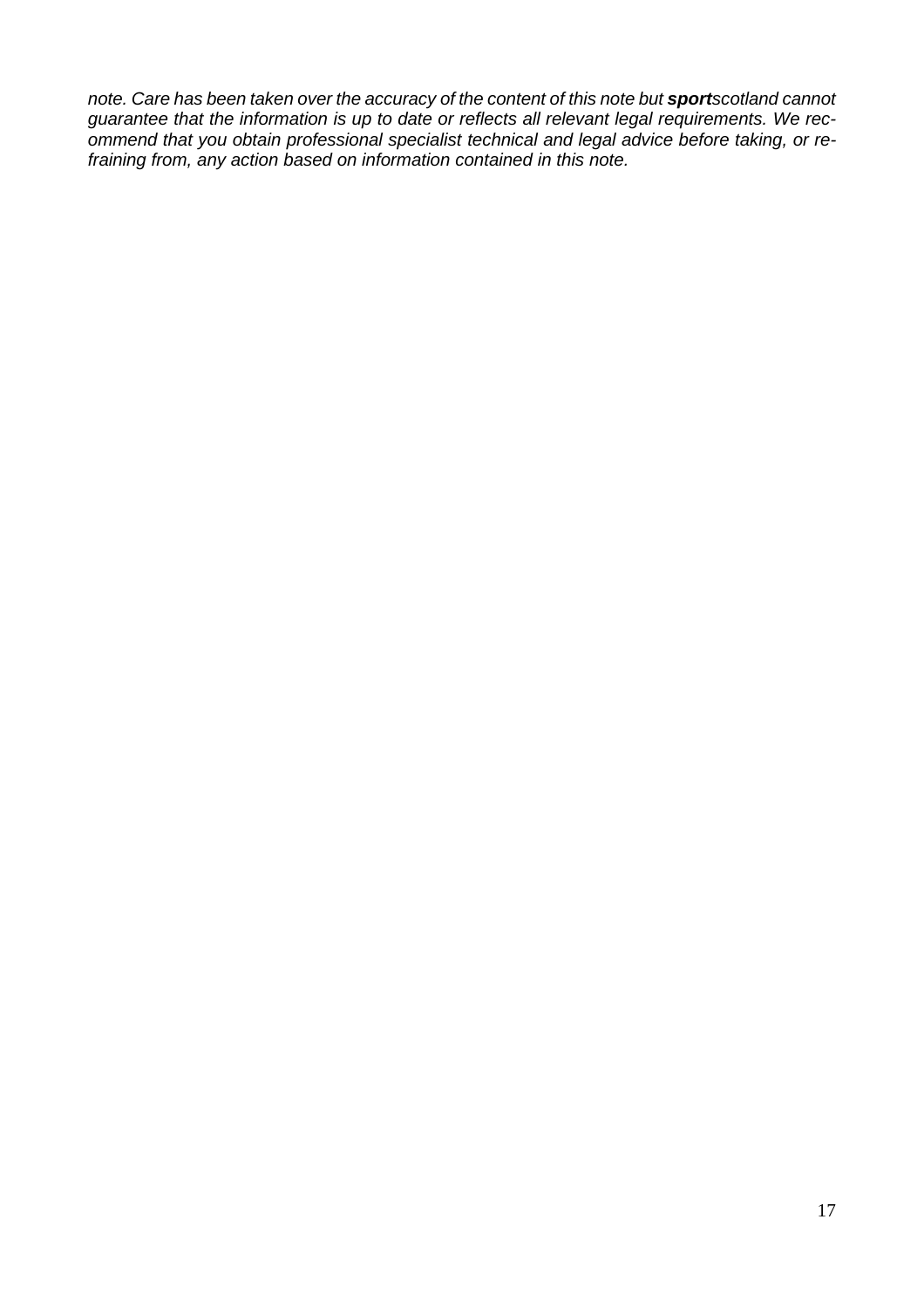*note. Care has been taken over the accuracy of the content of this note but **sport**scotland cannot guarantee that the information is up to date or reflects all relevant legal requirements. We recommend that you obtain professional specialist technical and legal advice before taking, or refraining from, any action based on information contained in this note.*